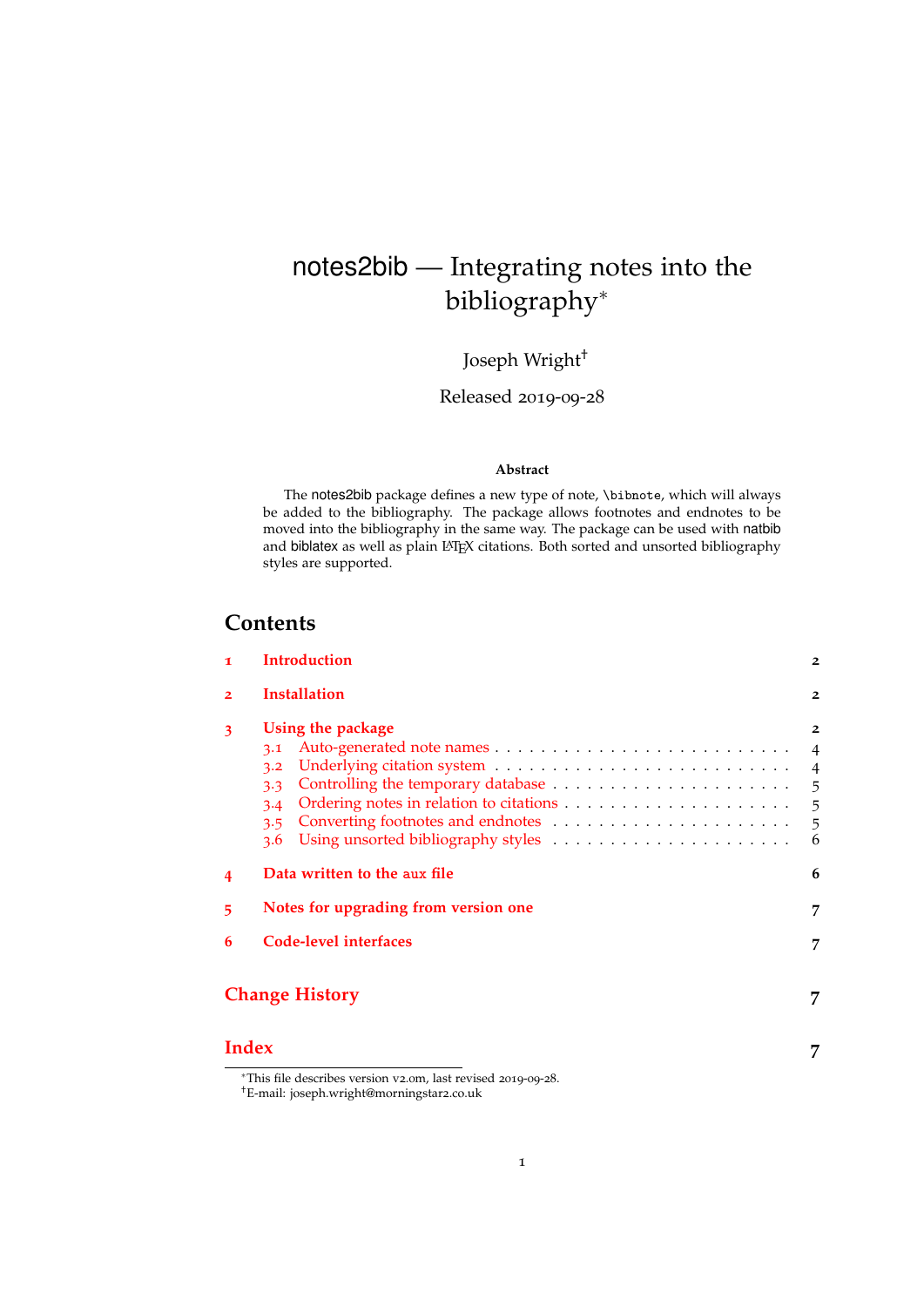# notes2bib — Integrating notes into the bibliography*

Joseph Wright†

Released 2019-09-28

### Abstract

The notes2bib package defines a new type of note, `\bibnote`, which will always be added to the bibliography. The package allows footnotes and endnotes to be moved into the bibliography in the same way. The package can be used with natbib and biblatex as well as plain LaTeX citations. Both sorted and unsorted bibliography styles are supported.

## Contents

| | | |
|---|---|---|
| 1 | Introduction | 2 |
| 2 | Installation | 2 |
| 3 | Using the package | 2 |
| 3.1 | Auto-generated note names | 4 |
| 3.2 | Underlying citation system | 4 |
| 3.3 | Controlling the temporary database | 5 |
| 3.4 | Ordering notes in relation to citations | 5 |
| 3.5 | Converting footnotes and endnotes | 5 |
| 3.6 | Using unsorted bibliography styles | 6 |
| 4 | Data written to the aux file | 6 |
| 5 | Notes for upgrading from version one | 7 |
| 6 | Code-level interfaces | 7 |
| | Change History | 7 |
| | Index | 7 |

*This file describes version v2.0m, last revised 2019-09-28.

†E-mail: joseph.wright@morningstar2.co.uk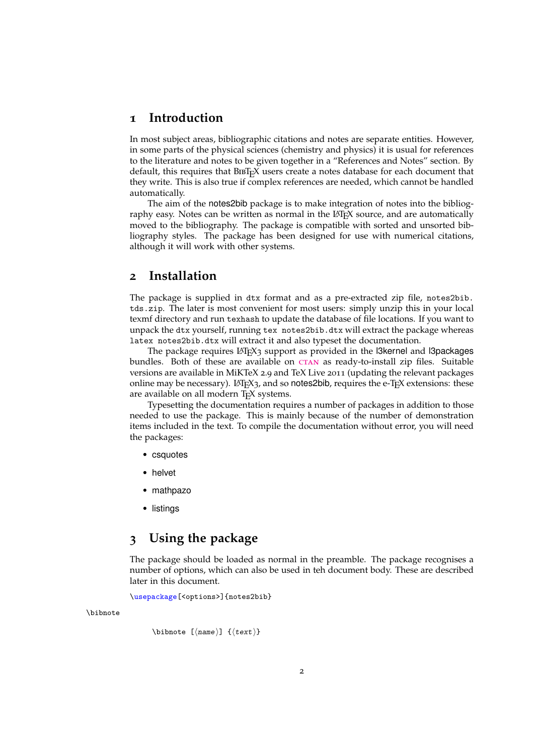# 1 Introduction

In most subject areas, bibliographic citations and notes are separate entities. However, in some parts of the physical sciences (chemistry and physics) it is usual for references to the literature and notes to be given together in a "References and Notes" section. By default, this requires that BibTeX users create a notes database for each document that they write. This is also true if complex references are needed, which cannot be handled automatically.

The aim of the notes2bib package is to make integration of notes into the bibliography easy. Notes can be written as normal in the LaTeX source, and are automatically moved to the bibliography. The package is compatible with sorted and unsorted bibliography styles. The package has been designed for use with numerical citations, although it will work with other systems.

# 2 Installation

The package is supplied in `dtx` format and as a pre-extracted zip file, `notes2bib.tds.zip`. The later is most convenient for most users: simply unzip this in your local texmf directory and run `texhash` to update the database of file locations. If you want to unpack the `dtx` yourself, running `tex notes2bib.dtx` will extract the package whereas `latex notes2bib.dtx` will extract it and also typeset the documentation.

The package requires LaTeX3 support as provided in the l3kernel and l3packages bundles. Both of these are available on CTAN as ready-to-install zip files. Suitable versions are available in MiKTeX 2.9 and TeX Live 2011 (updating the relevant packages online may be necessary). LaTeX3, and so notes2bib, requires the e-TeX extensions: these are available on all modern TeX systems.

Typesetting the documentation requires a number of packages in addition to those needed to use the package. This is mainly because of the number of demonstration items included in the text. To compile the documentation without error, you will need the packages:

- csquotes
- helvet
- mathpazo
- listings

# 3 Using the package

The package should be loaded as normal in the preamble. The package recognises a number of options, which can also be used in teh document body. These are described later in this document.

```
\usepackage[<options>]{notes2bib}
```

\bibnote

```
\bibnote [⟨name⟩] {⟨text⟩}
```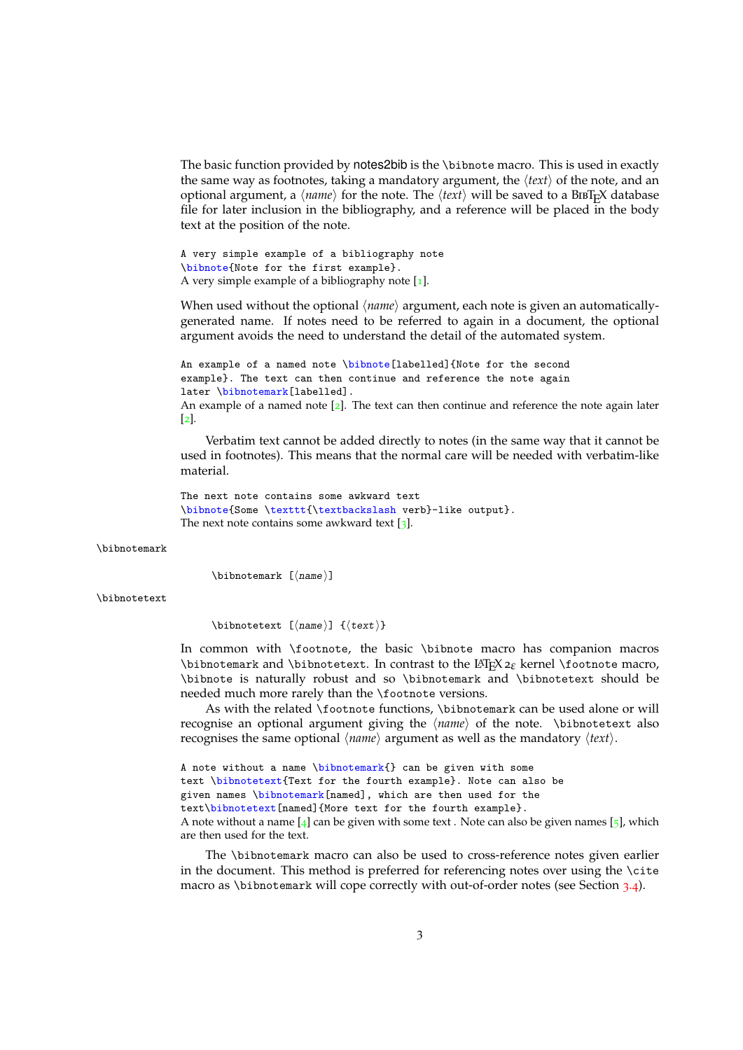The basic function provided by notes2bib is the `\bibnote` macro. This is used in exactly the same way as footnotes, taking a mandatory argument, the ⟨*text*⟩ of the note, and an optional argument, a ⟨*name*⟩ for the note. The ⟨*text*⟩ will be saved to a BibTeX database file for later inclusion in the bibliography, and a reference will be placed in the body text at the position of the note.

```
A very simple example of a bibliography note
\bibnote{Note for the first example}.
```

A very simple example of a bibliography note [1].

When used without the optional ⟨*name*⟩ argument, each note is given an automatically-generated name. If notes need to be referred to again in a document, the optional argument avoids the need to understand the detail of the automated system.

```
An example of a named note \bibnote[labelled]{Note for the second
example}. The text can then continue and reference the note again
later \bibnotemark[labelled].
```

An example of a named note [2]. The text can then continue and reference the note again later [2].

Verbatim text cannot be added directly to notes (in the same way that it cannot be used in footnotes). This means that the normal care will be needed with verbatim-like material.

```
The next note contains some awkward text
\bibnote{Some \texttt{\textbackslash verb}-like output}.
```

The next note contains some awkward text [3].

`\bibnotemark`

`\bibnotemark [⟨name⟩]`

`\bibnotetext`

`\bibnotetext [⟨name⟩] {⟨text⟩}`

In common with `\footnote`, the basic `\bibnote` macro has companion macros `\bibnotemark` and `\bibnotetext`. In contrast to the LaTeX 2ε kernel `\footnote` macro, `\bibnote` is naturally robust and so `\bibnotemark` and `\bibnotetext` should be needed much more rarely than the `\footnote` versions.

As with the related `\footnote` functions, `\bibnotemark` can be used alone or will recognise an optional argument giving the ⟨*name*⟩ of the note. `\bibnotetext` also recognises the same optional ⟨*name*⟩ argument as well as the mandatory ⟨*text*⟩.

```
A note without a name \bibnotemark{} can be given with some
text \bibnotetext{Text for the fourth example}. Note can also be
given names \bibnotemark[named], which are then used for the
text\bibnotetext[named]{More text for the fourth example}.
```

A note without a name [4] can be given with some text . Note can also be given names [5], which are then used for the text.

The `\bibnotemark` macro can also be used to cross-reference notes given earlier in the document. This method is preferred for referencing notes over using the `\cite` macro as `\bibnotemark` will cope correctly with out-of-order notes (see Section 3.4).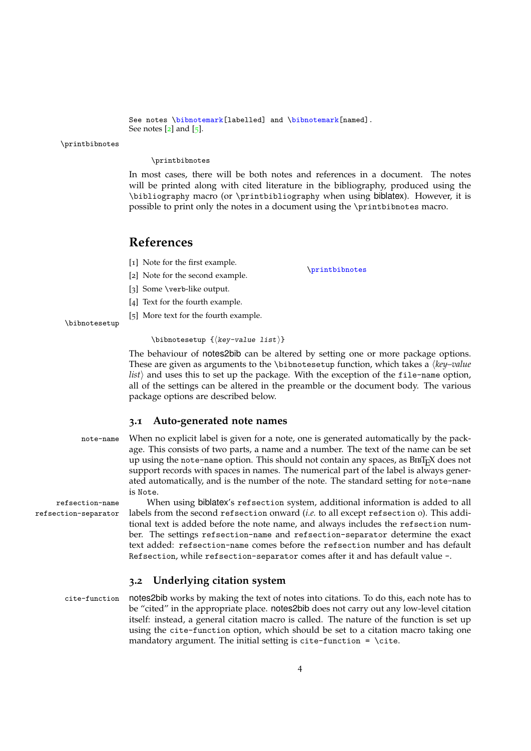```
See notes \bibnotemark[labelled] and \bibnotemark[named].
```

See notes [2] and [5].

`\printbibnotes`

```
\printbibnotes
```

In most cases, there will be both notes and references in a document. The notes will be printed along with cited literature in the bibliography, produced using the `\bibliography` macro (or `\printbibliography` when using biblatex). However, it is possible to print only the notes in a document using the `\printbibnotes` macro.

```
\printbibnotes
```

## References

[1] Note for the first example.

[2] Note for the second example.

[3] Some \verb-like output.

[4] Text for the fourth example.

[5] More text for the fourth example.

`\bibnotesetup`

```
\bibnotesetup {⟨key-value list⟩}
```

The behaviour of notes2bib can be altered by setting one or more package options. These are given as arguments to the `\bibnotesetup` function, which takes a ⟨*key–value list*⟩ and uses this to set up the package. With the exception of the `file-name` option, all of the settings can be altered in the preamble or the document body. The various package options are described below.

### 3.1 Auto-generated note names

`note-name`

When no explicit label is given for a note, one is generated automatically by the package. This consists of two parts, a name and a number. The text of the name can be set up using the `note-name` option. This should not contain any spaces, as BibTeX does not support records with spaces in names. The numerical part of the label is always generated automatically, and is the number of the note. The standard setting for `note-name` is `Note`.

`refsection-name`
`refsection-separator`

When using biblatex's `refsection` system, additional information is added to all labels from the second `refsection` onward (*i.e.* to all except `refsection` 0). This additional text is added before the note name, and always includes the `refsection` number. The settings `refsection-name` and `refsection-separator` determine the exact text added: `refsection-name` comes before the `refsection` number and has default `Refsection`, while `refsection-separator` comes after it and has default value `-`.

### 3.2 Underlying citation system

`cite-function`

notes2bib works by making the text of notes into citations. To do this, each note has to be "cited" in the appropriate place. notes2bib does not carry out any low-level citation itself: instead, a general citation macro is called. The nature of the function is set up using the `cite-function` option, which should be set to a citation macro taking one mandatory argument. The initial setting is `cite-function = \cite`.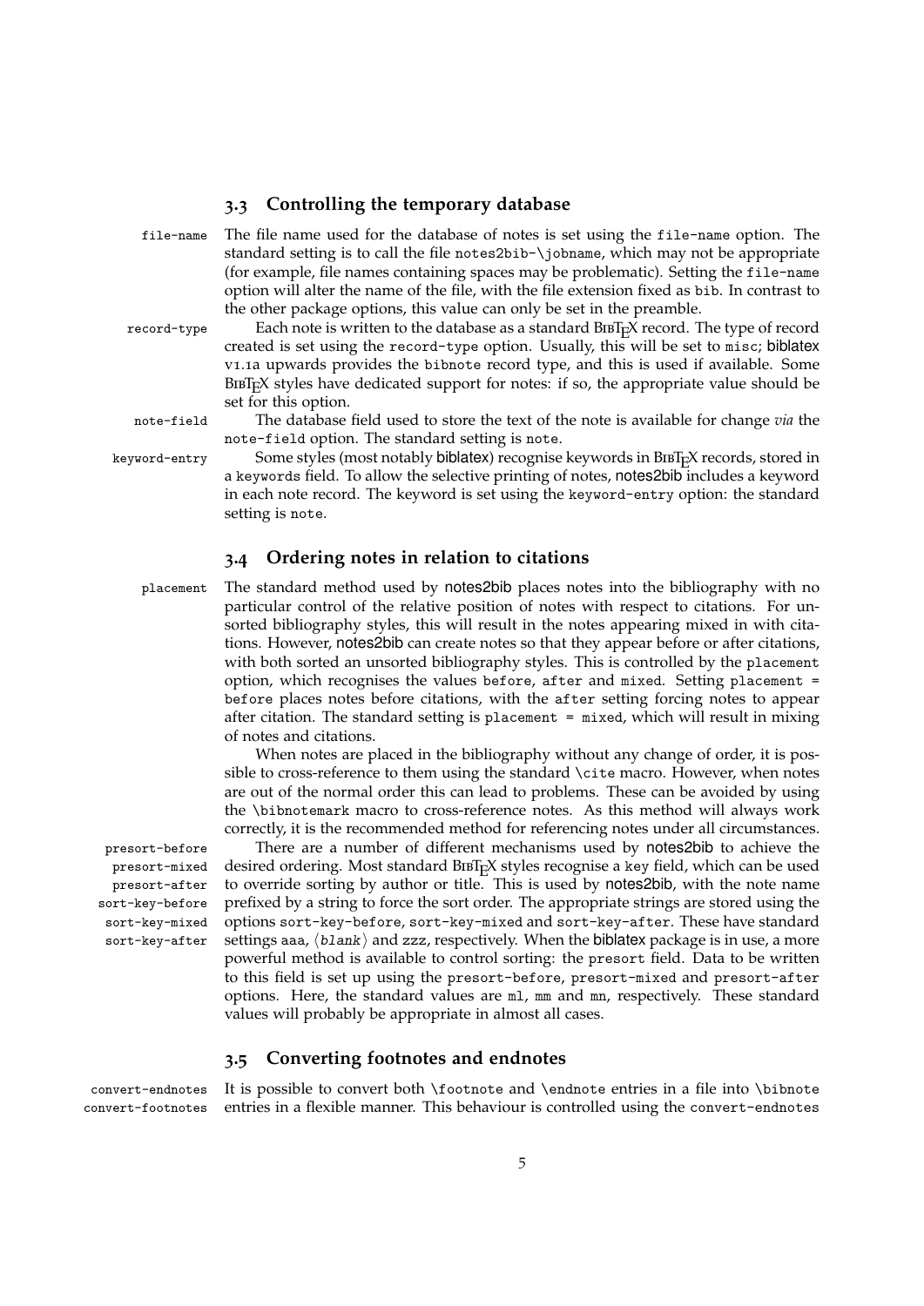### 3.3 Controlling the temporary database

`file-name` The file name used for the database of notes is set using the `file-name` option. The standard setting is to call the file `notes2bib-\jobname`, which may not be appropriate (for example, file names containing spaces may be problematic). Setting the `file-name` option will alter the name of the file, with the file extension fixed as `bib`. In contrast to the other package options, this value can only be set in the preamble.

`record-type` Each note is written to the database as a standard BibTeX record. The type of record created is set using the `record-type` option. Usually, this will be set to `misc`; biblatex v1.1a upwards provides the `bibnote` record type, and this is used if available. Some BibTeX styles have dedicated support for notes: if so, the appropriate value should be set for this option.

`note-field` The database field used to store the text of the note is available for change *via* the `note-field` option. The standard setting is `note`.

`keyword-entry` Some styles (most notably biblatex) recognise keywords in BibTeX records, stored in a `keywords` field. To allow the selective printing of notes, notes2bib includes a keyword in each note record. The keyword is set using the `keyword-entry` option: the standard setting is `note`.

### 3.4 Ordering notes in relation to citations

`placement` The standard method used by notes2bib places notes into the bibliography with no particular control of the relative position of notes with respect to citations. For unsorted bibliography styles, this will result in the notes appearing mixed in with citations. However, notes2bib can create notes so that they appear before or after citations, with both sorted an unsorted bibliography styles. This is controlled by the `placement` option, which recognises the values `before`, `after` and `mixed`. Setting `placement = before` places notes before citations, with the `after` setting forcing notes to appear after citation. The standard setting is `placement = mixed`, which will result in mixing of notes and citations.

When notes are placed in the bibliography without any change of order, it is possible to cross-reference to them using the standard `\cite` macro. However, when notes are out of the normal order this can lead to problems. These can be avoided by using the `\bibnotemark` macro to cross-reference notes. As this method will always work correctly, it is the recommended method for referencing notes under all circumstances.

`presort-before` `presort-mixed` `presort-after` `sort-key-before` `sort-key-mixed` `sort-key-after` There are a number of different mechanisms used by notes2bib to achieve the desired ordering. Most standard BibTeX styles recognise a `key` field, which can be used to override sorting by author or title. This is used by notes2bib, with the note name prefixed by a string to force the sort order. The appropriate strings are stored using the options `sort-key-before`, `sort-key-mixed` and `sort-key-after`. These have standard settings `aaa`, ⟨*blank*⟩ and `zzz`, respectively. When the biblatex package is in use, a more powerful method is available to control sorting: the `presort` field. Data to be written to this field is set up using the `presort-before`, `presort-mixed` and `presort-after` options. Here, the standard values are `ml`, `mm` and `mn`, respectively. These standard values will probably be appropriate in almost all cases.

### 3.5 Converting footnotes and endnotes

`convert-endnotes` `convert-footnotes` It is possible to convert both `\footnote` and `\endnote` entries in a file into `\bibnote` entries in a flexible manner. This behaviour is controlled using the `convert-endnotes`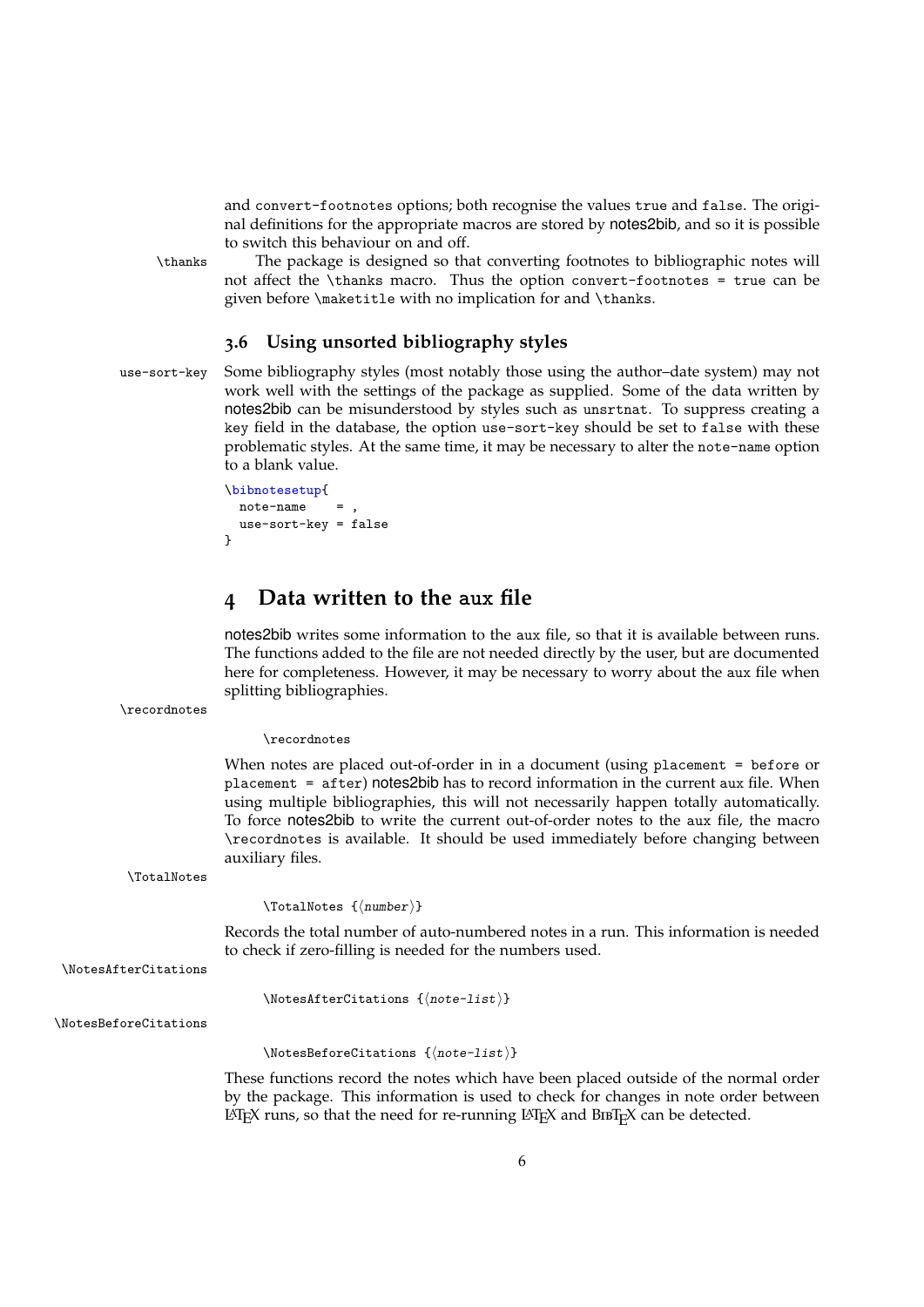and `convert-footnotes` options; both recognise the values `true` and `false`. The original definitions for the appropriate macros are stored by notes2bib, and so it is possible to switch this behaviour on and off.

`\thanks` The package is designed so that converting footnotes to bibliographic notes will not affect the `\thanks` macro. Thus the option `convert-footnotes = true` can be given before `\maketitle` with no implication for and `\thanks`.

### 3.6 Using unsorted bibliography styles

`use-sort-key` Some bibliography styles (most notably those using the author–date system) may not work well with the settings of the package as supplied. Some of the data written by notes2bib can be misunderstood by styles such as `unsrtnat`. To suppress creating a `key` field in the database, the option `use-sort-key` should be set to `false` with these problematic styles. At the same time, it may be necessary to alter the `note-name` option to a blank value.

```
\bibnotesetup{
  note-name    = ,
  use-sort-key = false
}
```

## 4 Data written to the aux file

notes2bib writes some information to the aux file, so that it is available between runs. The functions added to the file are not needed directly by the user, but are documented here for completeness. However, it may be necessary to worry about the aux file when splitting bibliographies.

`\recordnotes`

```
\recordnotes
```

When notes are placed out-of-order in in a document (using `placement = before` or `placement = after`) notes2bib has to record information in the current aux file. When using multiple bibliographies, this will not necessarily happen totally automatically. To force notes2bib to write the current out-of-order notes to the aux file, the macro `\recordnotes` is available. It should be used immediately before changing between auxiliary files.

`\TotalNotes`

```
\TotalNotes {⟨number⟩}
```

Records the total number of auto-numbered notes in a run. This information is needed to check if zero-filling is needed for the numbers used.

`\NotesAfterCitations`

```
\NotesAfterCitations {⟨note-list⟩}
```

`\NotesBeforeCitations`

```
\NotesBeforeCitations {⟨note-list⟩}
```

These functions record the notes which have been placed outside of the normal order by the package. This information is used to check for changes in note order between LaTeX runs, so that the need for re-running LaTeX and BibTeX can be detected.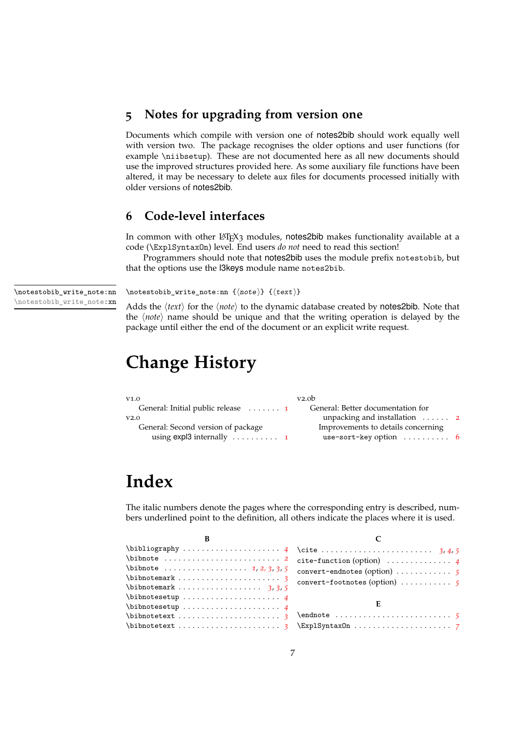## 5 Notes for upgrading from version one

Documents which compile with version one of notes2bib should work equally well with version two. The package recognises the older options and user functions (for example `\niibsetup`). These are not documented here as all new documents should use the improved structures provided here. As some auxiliary file functions have been altered, it may be necessary to delete `aux` files for documents processed initially with older versions of notes2bib.

## 6 Code-level interfaces

In common with other LaTeX3 modules, notes2bib makes functionality available at a code (`\ExplSyntaxOn`) level. End users *do not* need to read this section!

Programmers should note that notes2bib uses the module prefix `notestobib`, but that the options use the l3keys module name `notes2bib`.

`\notestobib_write_note:nn`
`\notestobib_write_note:xn`

`\notestobib_write_note:nn {⟨note⟩} {⟨text⟩}`

Adds the ⟨*text*⟩ for the ⟨*note*⟩ to the dynamic database created by notes2bib. Note that the ⟨*note*⟩ name should be unique and that the writing operation is delayed by the package until either the end of the document or an explicit write request.

# Change History

v1.0
- General: Initial public release . . . . . . . 1

v2.0
- General: Second version of package using expl3 internally . . . . . . . . . . 1

v2.0b
- General: Better documentation for unpacking and installation . . . . . . 2
- Improvements to details concerning `use-sort-key` option . . . . . . . . . . 6

# Index

The italic numbers denote the pages where the corresponding entry is described, numbers underlined point to the definition, all others indicate the places where it is used.

**B**

- `\bibliography` . . . . . . . . . . . . . . . . . . . . *4*
- `\bibnote` . . . . . . . . . . . . . . . . . . . . . . . . *2*
- `\bibnote` . . . . . . . . . . . . . . . . . . *1*, *2*, *3*, *3*, *5*
- `\bibnotemark` . . . . . . . . . . . . . . . . . . . . . *3*
- `\bibnotemark` . . . . . . . . . . . . . . . . . . *3*, *3*, *5*
- `\bibnotesetup` . . . . . . . . . . . . . . . . . . . . *4*
- `\bibnotesetup` . . . . . . . . . . . . . . . . . . . . *4*
- `\bibnotetext` . . . . . . . . . . . . . . . . . . . . . *3*
- `\bibnotetext` . . . . . . . . . . . . . . . . . . . . . *3*

**C**

- `\cite` . . . . . . . . . . . . . . . . . . . . . . . . *3*, *4*, *5*
- `cite-function` (option) . . . . . . . . . . . . . *4*
- `convert-endnotes` (option) . . . . . . . . . . . *5*
- `convert-footnotes` (option) . . . . . . . . . . *5*

**E**

- `\endnote` . . . . . . . . . . . . . . . . . . . . . . . . *5*
- `\ExplSyntaxOn` . . . . . . . . . . . . . . . . . . . . *7*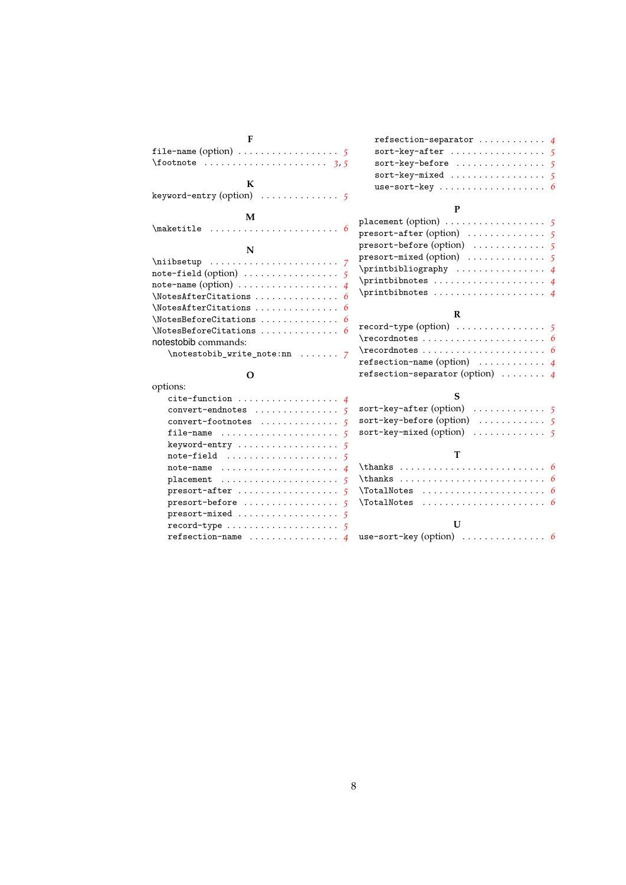**F**

file-name (option) . . . . . . . . . . . . . . . . . . 5
\footnote . . . . . . . . . . . . . . . . . . . . . . 3, 5

**K**

keyword-entry (option) . . . . . . . . . . . . . 5

**M**

\maketitle . . . . . . . . . . . . . . . . . . . . . . 6

**N**

\niibsetup . . . . . . . . . . . . . . . . . . . . . . 7
note-field (option) . . . . . . . . . . . . . . . . 5
note-name (option) . . . . . . . . . . . . . . . . 4
\NotesAfterCitations . . . . . . . . . . . . . . 6
\NotesAfterCitations . . . . . . . . . . . . . . 6
\NotesBeforeCitations . . . . . . . . . . . . . 6
\NotesBeforeCitations . . . . . . . . . . . . . 6
notestobib commands:
- \notestobib_write_note:nn . . . . . . . 7

**O**

options:
- cite-function . . . . . . . . . . . . . . . . . 4
- convert-endnotes . . . . . . . . . . . . . . 5
- convert-footnotes . . . . . . . . . . . . . 5
- file-name . . . . . . . . . . . . . . . . . . . . 5
- keyword-entry . . . . . . . . . . . . . . . . 5
- note-field . . . . . . . . . . . . . . . . . . . 5
- note-name . . . . . . . . . . . . . . . . . . . 4
- placement . . . . . . . . . . . . . . . . . . . 5
- presort-after . . . . . . . . . . . . . . . . . 5
- presort-before . . . . . . . . . . . . . . . . 5
- presort-mixed . . . . . . . . . . . . . . . . 5
- record-type . . . . . . . . . . . . . . . . . . 5
- refsection-name . . . . . . . . . . . . . . . 4
- refsection-separator . . . . . . . . . . . . 4
- sort-key-after . . . . . . . . . . . . . . . . 5
- sort-key-before . . . . . . . . . . . . . . . 5
- sort-key-mixed . . . . . . . . . . . . . . . 5
- use-sort-key . . . . . . . . . . . . . . . . . 6

**P**

placement (option) . . . . . . . . . . . . . . . . 5
presort-after (option) . . . . . . . . . . . . . 5
presort-before (option) . . . . . . . . . . . . 5
presort-mixed (option) . . . . . . . . . . . . . 5
\printbibliography . . . . . . . . . . . . . . . 4
\printbibnotes . . . . . . . . . . . . . . . . . . . 4
\printbibnotes . . . . . . . . . . . . . . . . . . . 4

**R**

record-type (option) . . . . . . . . . . . . . . . 5
\recordnotes . . . . . . . . . . . . . . . . . . . . 6
\recordnotes . . . . . . . . . . . . . . . . . . . . 6
refsection-name (option) . . . . . . . . . . . 4
refsection-separator (option) . . . . . . . . 4

**S**

sort-key-after (option) . . . . . . . . . . . . 5
sort-key-before (option) . . . . . . . . . . . 5
sort-key-mixed (option) . . . . . . . . . . . . 5

**T**

\thanks . . . . . . . . . . . . . . . . . . . . . . . . 6
\thanks . . . . . . . . . . . . . . . . . . . . . . . . 6
\TotalNotes . . . . . . . . . . . . . . . . . . . . . 6
\TotalNotes . . . . . . . . . . . . . . . . . . . . . 6

**U**

use-sort-key (option) . . . . . . . . . . . . . . 6